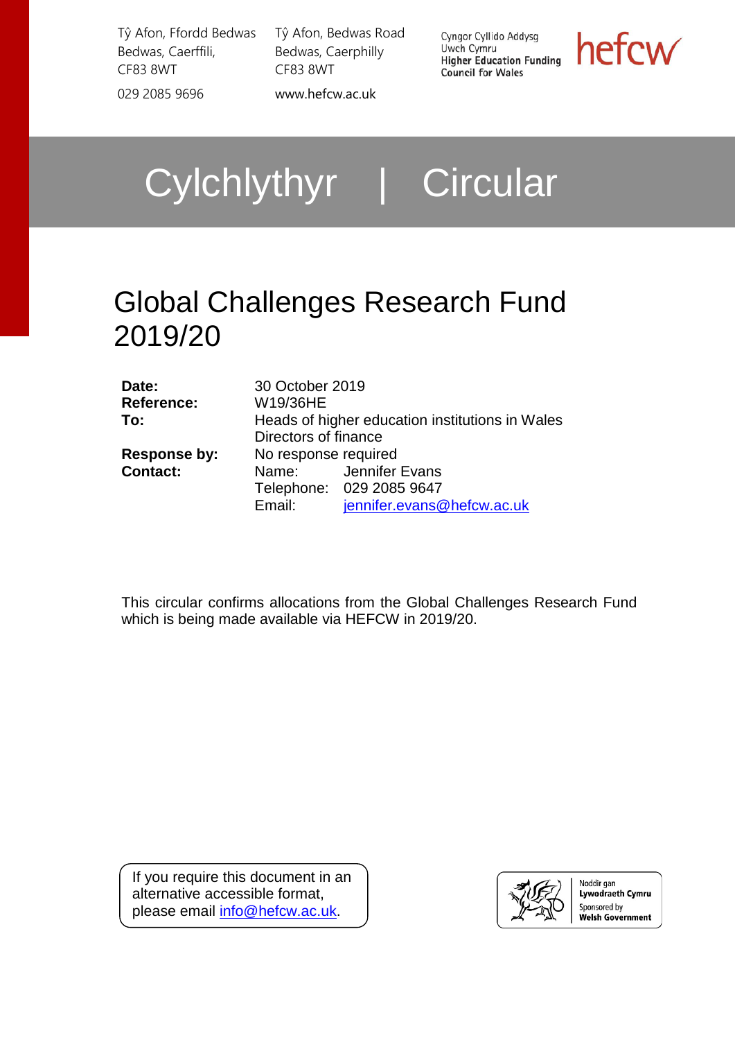Tŷ Afon, Ffordd Bedwas
Bedwas, Caerffili,
CF83 8WT

029 2085 9696

Tŷ Afon, Bedwas Road
Bedwas, Caerphilly
CF83 8WT

www.hefcw.ac.uk

Cyngor Cyllido Addysg Uwch Cymru
Higher Education Funding Council for Wales

hefcw

# Cylchlythyr | Circular

# Global Challenges Research Fund 2019/20

| | | |
|---|---|---|
| **Date:** | 30 October 2019 | |
| **Reference:** | W19/36HE | |
| **To:** | Heads of higher education institutions in Wales<br>Directors of finance | |
| **Response by:** | No response required | |
| **Contact:** | Name: | Jennifer Evans |
| | Telephone: | 029 2085 9647 |
| | Email: | jennifer.evans@hefcw.ac.uk |

This circular confirms allocations from the Global Challenges Research Fund which is being made available via HEFCW in 2019/20.

If you require this document in an alternative accessible format, please email info@hefcw.ac.uk.

Noddir gan Lywodraeth Cymru
Sponsored by Welsh Government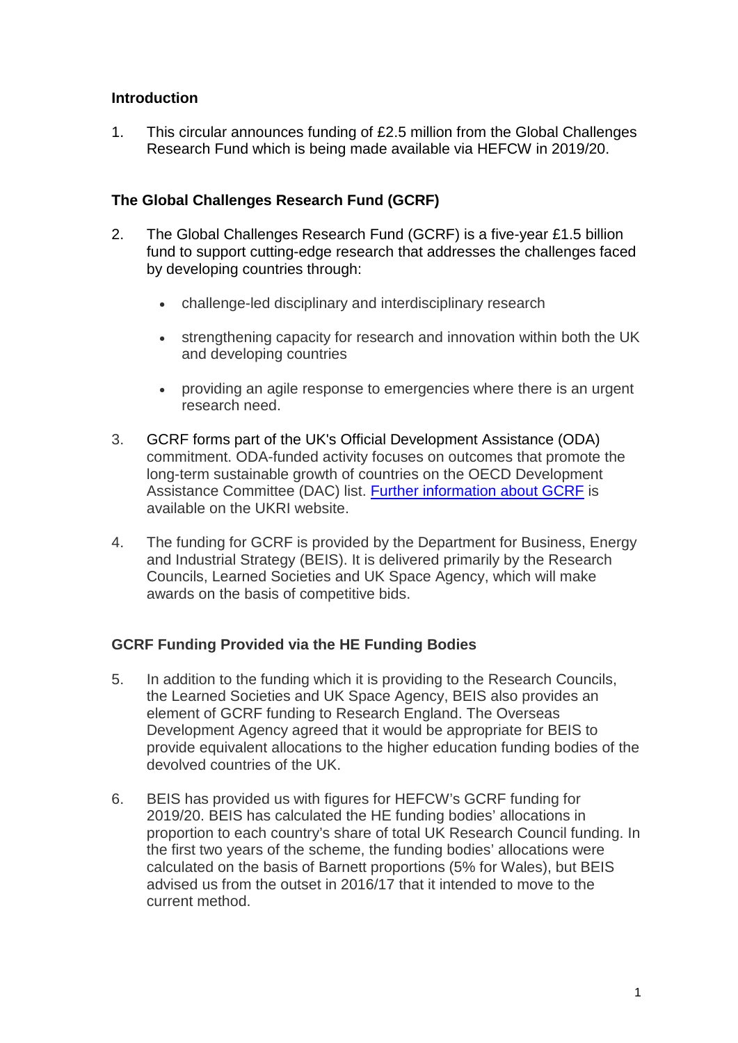## Introduction

1. This circular announces funding of £2.5 million from the Global Challenges Research Fund which is being made available via HEFCW in 2019/20.

## The Global Challenges Research Fund (GCRF)

2. The Global Challenges Research Fund (GCRF) is a five-year £1.5 billion fund to support cutting-edge research that addresses the challenges faced by developing countries through:

   - challenge-led disciplinary and interdisciplinary research
   - strengthening capacity for research and innovation within both the UK and developing countries
   - providing an agile response to emergencies where there is an urgent research need.

3. GCRF forms part of the UK's Official Development Assistance (ODA) commitment. ODA-funded activity focuses on outcomes that promote the long-term sustainable growth of countries on the OECD Development Assistance Committee (DAC) list. Further information about GCRF is available on the UKRI website.

4. The funding for GCRF is provided by the Department for Business, Energy and Industrial Strategy (BEIS). It is delivered primarily by the Research Councils, Learned Societies and UK Space Agency, which will make awards on the basis of competitive bids.

## GCRF Funding Provided via the HE Funding Bodies

5. In addition to the funding which it is providing to the Research Councils, the Learned Societies and UK Space Agency, BEIS also provides an element of GCRF funding to Research England. The Overseas Development Agency agreed that it would be appropriate for BEIS to provide equivalent allocations to the higher education funding bodies of the devolved countries of the UK.

6. BEIS has provided us with figures for HEFCW's GCRF funding for 2019/20. BEIS has calculated the HE funding bodies' allocations in proportion to each country's share of total UK Research Council funding. In the first two years of the scheme, the funding bodies' allocations were calculated on the basis of Barnett proportions (5% for Wales), but BEIS advised us from the outset in 2016/17 that it intended to move to the current method.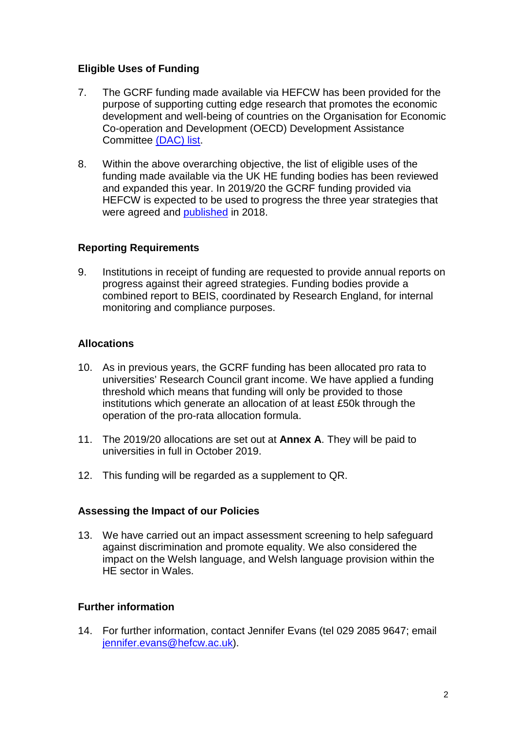## Eligible Uses of Funding

7. The GCRF funding made available via HEFCW has been provided for the purpose of supporting cutting edge research that promotes the economic development and well-being of countries on the Organisation for Economic Co-operation and Development (OECD) Development Assistance Committee (DAC) list.

8. Within the above overarching objective, the list of eligible uses of the funding made available via the UK HE funding bodies has been reviewed and expanded this year. In 2019/20 the GCRF funding provided via HEFCW is expected to be used to progress the three year strategies that were agreed and published in 2018.

## Reporting Requirements

9. Institutions in receipt of funding are requested to provide annual reports on progress against their agreed strategies. Funding bodies provide a combined report to BEIS, coordinated by Research England, for internal monitoring and compliance purposes.

## Allocations

10. As in previous years, the GCRF funding has been allocated pro rata to universities' Research Council grant income. We have applied a funding threshold which means that funding will only be provided to those institutions which generate an allocation of at least £50k through the operation of the pro-rata allocation formula.

11. The 2019/20 allocations are set out at **Annex A**. They will be paid to universities in full in October 2019.

12. This funding will be regarded as a supplement to QR.

## Assessing the Impact of our Policies

13. We have carried out an impact assessment screening to help safeguard against discrimination and promote equality. We also considered the impact on the Welsh language, and Welsh language provision within the HE sector in Wales.

## Further information

14. For further information, contact Jennifer Evans (tel 029 2085 9647; email jennifer.evans@hefcw.ac.uk).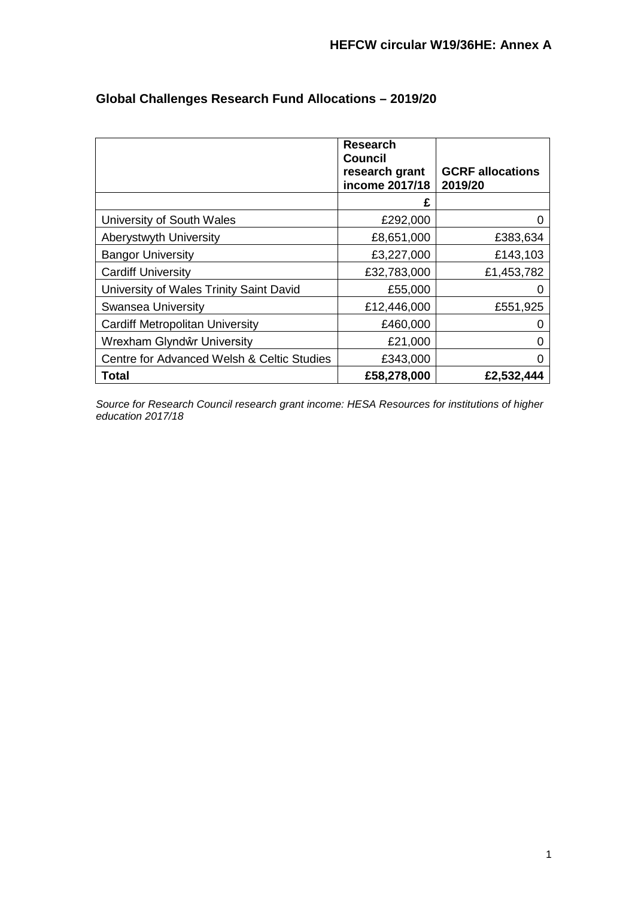## Global Challenges Research Fund Allocations – 2019/20

| | Research Council research grant income 2017/18 | GCRF allocations 2019/20 |
|---|---|---|
| | £ | |
| University of South Wales | £292,000 | 0 |
| Aberystwyth University | £8,651,000 | £383,634 |
| Bangor University | £3,227,000 | £143,103 |
| Cardiff University | £32,783,000 | £1,453,782 |
| University of Wales Trinity Saint David | £55,000 | 0 |
| Swansea University | £12,446,000 | £551,925 |
| Cardiff Metropolitan University | £460,000 | 0 |
| Wrexham Glyndŵr University | £21,000 | 0 |
| Centre for Advanced Welsh & Celtic Studies | £343,000 | 0 |
| **Total** | **£58,278,000** | **£2,532,444** |

*Source for Research Council research grant income: HESA Resources for institutions of higher education 2017/18*